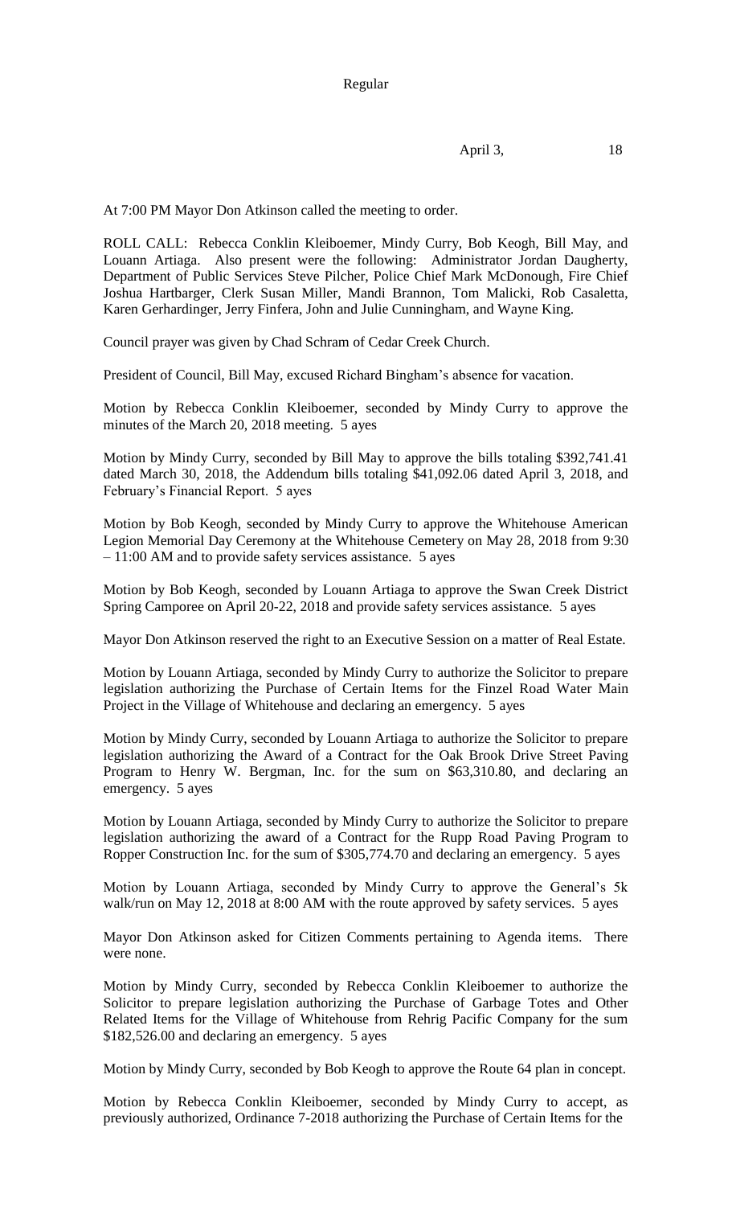Regular

April 3, 18

At 7:00 PM Mayor Don Atkinson called the meeting to order.

ROLL CALL: Rebecca Conklin Kleiboemer, Mindy Curry, Bob Keogh, Bill May, and Louann Artiaga. Also present were the following: Administrator Jordan Daugherty, Department of Public Services Steve Pilcher, Police Chief Mark McDonough, Fire Chief Joshua Hartbarger, Clerk Susan Miller, Mandi Brannon, Tom Malicki, Rob Casaletta, Karen Gerhardinger, Jerry Finfera, John and Julie Cunningham, and Wayne King.

Council prayer was given by Chad Schram of Cedar Creek Church.

President of Council, Bill May, excused Richard Bingham's absence for vacation.

Motion by Rebecca Conklin Kleiboemer, seconded by Mindy Curry to approve the minutes of the March 20, 2018 meeting. 5 ayes

Motion by Mindy Curry, seconded by Bill May to approve the bills totaling $392,741.41 dated March 30, 2018, the Addendum bills totaling $41,092.06 dated April 3, 2018, and February's Financial Report. 5 ayes

Motion by Bob Keogh, seconded by Mindy Curry to approve the Whitehouse American Legion Memorial Day Ceremony at the Whitehouse Cemetery on May 28, 2018 from 9:30 – 11:00 AM and to provide safety services assistance. 5 ayes

Motion by Bob Keogh, seconded by Louann Artiaga to approve the Swan Creek District Spring Camporee on April 20-22, 2018 and provide safety services assistance. 5 ayes

Mayor Don Atkinson reserved the right to an Executive Session on a matter of Real Estate.

Motion by Louann Artiaga, seconded by Mindy Curry to authorize the Solicitor to prepare legislation authorizing the Purchase of Certain Items for the Finzel Road Water Main Project in the Village of Whitehouse and declaring an emergency. 5 ayes

Motion by Mindy Curry, seconded by Louann Artiaga to authorize the Solicitor to prepare legislation authorizing the Award of a Contract for the Oak Brook Drive Street Paving Program to Henry W. Bergman, Inc. for the sum on $63,310.80, and declaring an emergency. 5 ayes

Motion by Louann Artiaga, seconded by Mindy Curry to authorize the Solicitor to prepare legislation authorizing the award of a Contract for the Rupp Road Paving Program to Ropper Construction Inc. for the sum of $305,774.70 and declaring an emergency. 5 ayes

Motion by Louann Artiaga, seconded by Mindy Curry to approve the General's 5k walk/run on May 12, 2018 at 8:00 AM with the route approved by safety services. 5 ayes

Mayor Don Atkinson asked for Citizen Comments pertaining to Agenda items. There were none.

Motion by Mindy Curry, seconded by Rebecca Conklin Kleiboemer to authorize the Solicitor to prepare legislation authorizing the Purchase of Garbage Totes and Other Related Items for the Village of Whitehouse from Rehrig Pacific Company for the sum $182,526.00 and declaring an emergency. 5 ayes

Motion by Mindy Curry, seconded by Bob Keogh to approve the Route 64 plan in concept.

Motion by Rebecca Conklin Kleiboemer, seconded by Mindy Curry to accept, as previously authorized, Ordinance 7-2018 authorizing the Purchase of Certain Items for the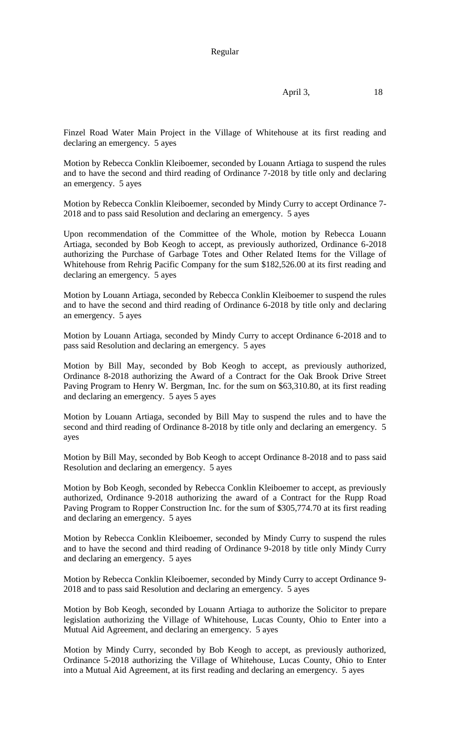Finzel Road Water Main Project in the Village of Whitehouse at its first reading and declaring an emergency. 5 ayes

Motion by Rebecca Conklin Kleiboemer, seconded by Louann Artiaga to suspend the rules and to have the second and third reading of Ordinance 7-2018 by title only and declaring an emergency. 5 ayes

Motion by Rebecca Conklin Kleiboemer, seconded by Mindy Curry to accept Ordinance 7-2018 and to pass said Resolution and declaring an emergency. 5 ayes

Upon recommendation of the Committee of the Whole, motion by Rebecca Louann Artiaga, seconded by Bob Keogh to accept, as previously authorized, Ordinance 6-2018 authorizing the Purchase of Garbage Totes and Other Related Items for the Village of Whitehouse from Rehrig Pacific Company for the sum $182,526.00 at its first reading and declaring an emergency. 5 ayes

Motion by Louann Artiaga, seconded by Rebecca Conklin Kleiboemer to suspend the rules and to have the second and third reading of Ordinance 6-2018 by title only and declaring an emergency. 5 ayes

Motion by Louann Artiaga, seconded by Mindy Curry to accept Ordinance 6-2018 and to pass said Resolution and declaring an emergency. 5 ayes

Motion by Bill May, seconded by Bob Keogh to accept, as previously authorized, Ordinance 8-2018 authorizing the Award of a Contract for the Oak Brook Drive Street Paving Program to Henry W. Bergman, Inc. for the sum on $63,310.80, at its first reading and declaring an emergency. 5 ayes 5 ayes

Motion by Louann Artiaga, seconded by Bill May to suspend the rules and to have the second and third reading of Ordinance 8-2018 by title only and declaring an emergency. 5 ayes

Motion by Bill May, seconded by Bob Keogh to accept Ordinance 8-2018 and to pass said Resolution and declaring an emergency. 5 ayes

Motion by Bob Keogh, seconded by Rebecca Conklin Kleiboemer to accept, as previously authorized, Ordinance 9-2018 authorizing the award of a Contract for the Rupp Road Paving Program to Ropper Construction Inc. for the sum of $305,774.70 at its first reading and declaring an emergency. 5 ayes

Motion by Rebecca Conklin Kleiboemer, seconded by Mindy Curry to suspend the rules and to have the second and third reading of Ordinance 9-2018 by title only Mindy Curry and declaring an emergency. 5 ayes

Motion by Rebecca Conklin Kleiboemer, seconded by Mindy Curry to accept Ordinance 9-2018 and to pass said Resolution and declaring an emergency. 5 ayes

Motion by Bob Keogh, seconded by Louann Artiaga to authorize the Solicitor to prepare legislation authorizing the Village of Whitehouse, Lucas County, Ohio to Enter into a Mutual Aid Agreement, and declaring an emergency. 5 ayes

Motion by Mindy Curry, seconded by Bob Keogh to accept, as previously authorized, Ordinance 5-2018 authorizing the Village of Whitehouse, Lucas County, Ohio to Enter into a Mutual Aid Agreement, at its first reading and declaring an emergency. 5 ayes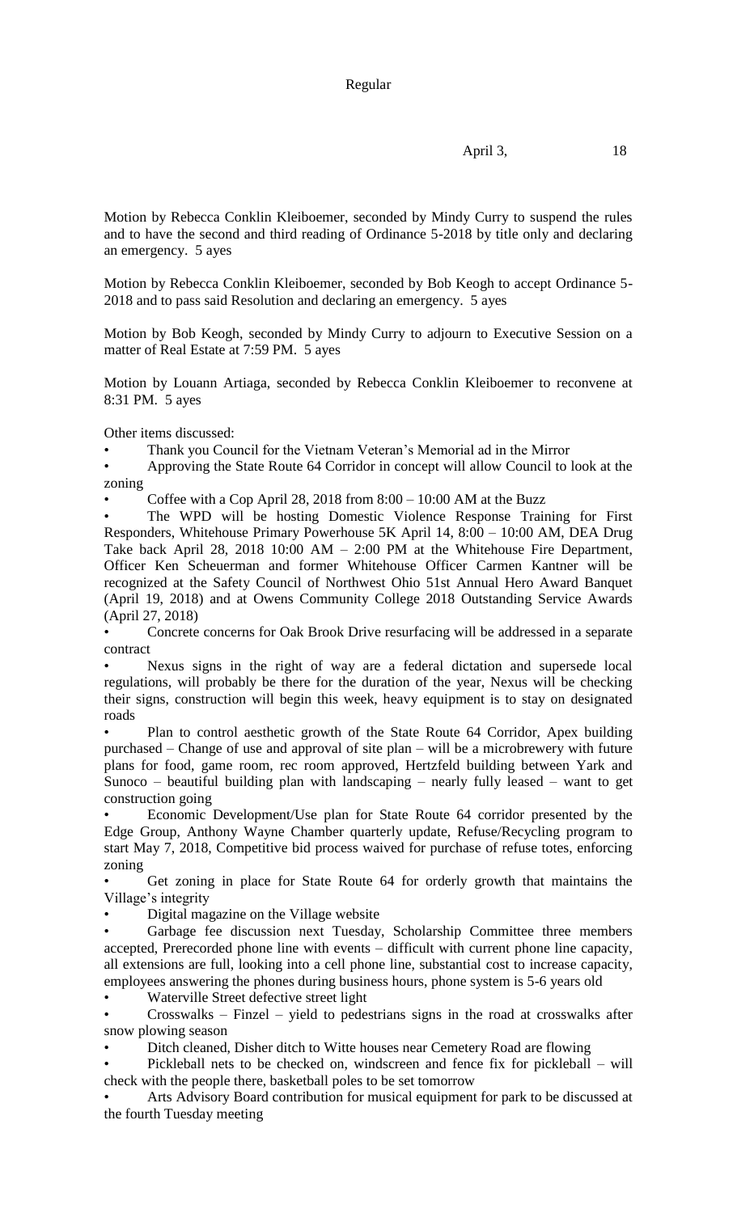Motion by Rebecca Conklin Kleiboemer, seconded by Mindy Curry to suspend the rules and to have the second and third reading of Ordinance 5-2018 by title only and declaring an emergency. 5 ayes

Motion by Rebecca Conklin Kleiboemer, seconded by Bob Keogh to accept Ordinance 5-2018 and to pass said Resolution and declaring an emergency. 5 ayes

Motion by Bob Keogh, seconded by Mindy Curry to adjourn to Executive Session on a matter of Real Estate at 7:59 PM. 5 ayes

Motion by Louann Artiaga, seconded by Rebecca Conklin Kleiboemer to reconvene at 8:31 PM. 5 ayes

Other items discussed:

- Thank you Council for the Vietnam Veteran's Memorial ad in the Mirror
- Approving the State Route 64 Corridor in concept will allow Council to look at the zoning
- Coffee with a Cop April 28, 2018 from 8:00 – 10:00 AM at the Buzz
- The WPD will be hosting Domestic Violence Response Training for First Responders, Whitehouse Primary Powerhouse 5K April 14, 8:00 – 10:00 AM, DEA Drug Take back April 28, 2018 10:00 AM – 2:00 PM at the Whitehouse Fire Department, Officer Ken Scheuerman and former Whitehouse Officer Carmen Kantner will be recognized at the Safety Council of Northwest Ohio 51st Annual Hero Award Banquet (April 19, 2018) and at Owens Community College 2018 Outstanding Service Awards (April 27, 2018)
- Concrete concerns for Oak Brook Drive resurfacing will be addressed in a separate contract
- Nexus signs in the right of way are a federal dictation and supersede local regulations, will probably be there for the duration of the year, Nexus will be checking their signs, construction will begin this week, heavy equipment is to stay on designated roads
- Plan to control aesthetic growth of the State Route 64 Corridor, Apex building purchased – Change of use and approval of site plan – will be a microbrewery with future plans for food, game room, rec room approved, Hertzfeld building between Yark and Sunoco – beautiful building plan with landscaping – nearly fully leased – want to get construction going
- Economic Development/Use plan for State Route 64 corridor presented by the Edge Group, Anthony Wayne Chamber quarterly update, Refuse/Recycling program to start May 7, 2018, Competitive bid process waived for purchase of refuse totes, enforcing zoning
- Get zoning in place for State Route 64 for orderly growth that maintains the Village's integrity
- Digital magazine on the Village website
- Garbage fee discussion next Tuesday, Scholarship Committee three members accepted, Prerecorded phone line with events – difficult with current phone line capacity, all extensions are full, looking into a cell phone line, substantial cost to increase capacity, employees answering the phones during business hours, phone system is 5-6 years old
- Waterville Street defective street light
- Crosswalks – Finzel – yield to pedestrians signs in the road at crosswalks after snow plowing season
- Ditch cleaned, Disher ditch to Witte houses near Cemetery Road are flowing
- Pickleball nets to be checked on, windscreen and fence fix for pickleball – will check with the people there, basketball poles to be set tomorrow
- Arts Advisory Board contribution for musical equipment for park to be discussed at the fourth Tuesday meeting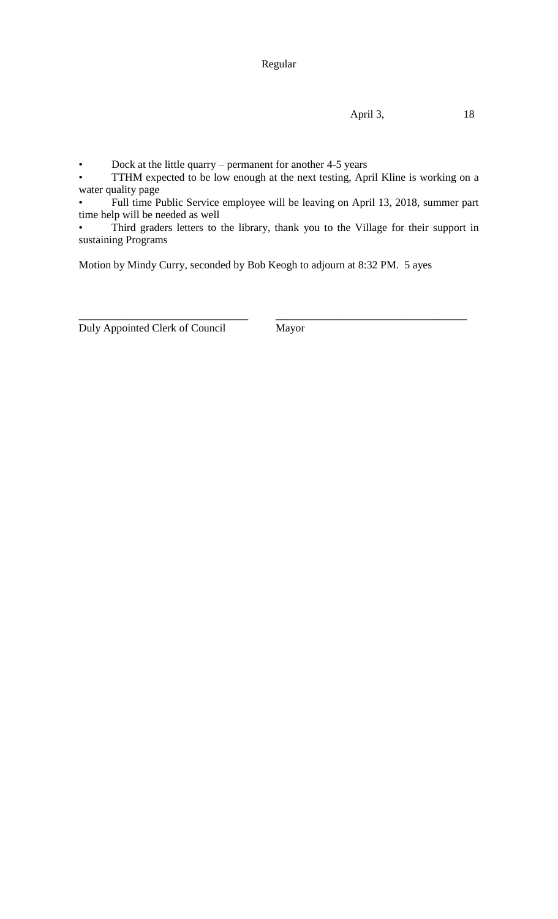- Dock at the little quarry – permanent for another 4-5 years
- TTHM expected to be low enough at the next testing, April Kline is working on a water quality page
- Full time Public Service employee will be leaving on April 13, 2018, summer part time help will be needed as well
- Third graders letters to the library, thank you to the Village for their support in sustaining Programs

Motion by Mindy Curry, seconded by Bob Keogh to adjourn at 8:32 PM. 5 ayes

_______________________________ _______________________________

Duly Appointed Clerk of Council Mayor